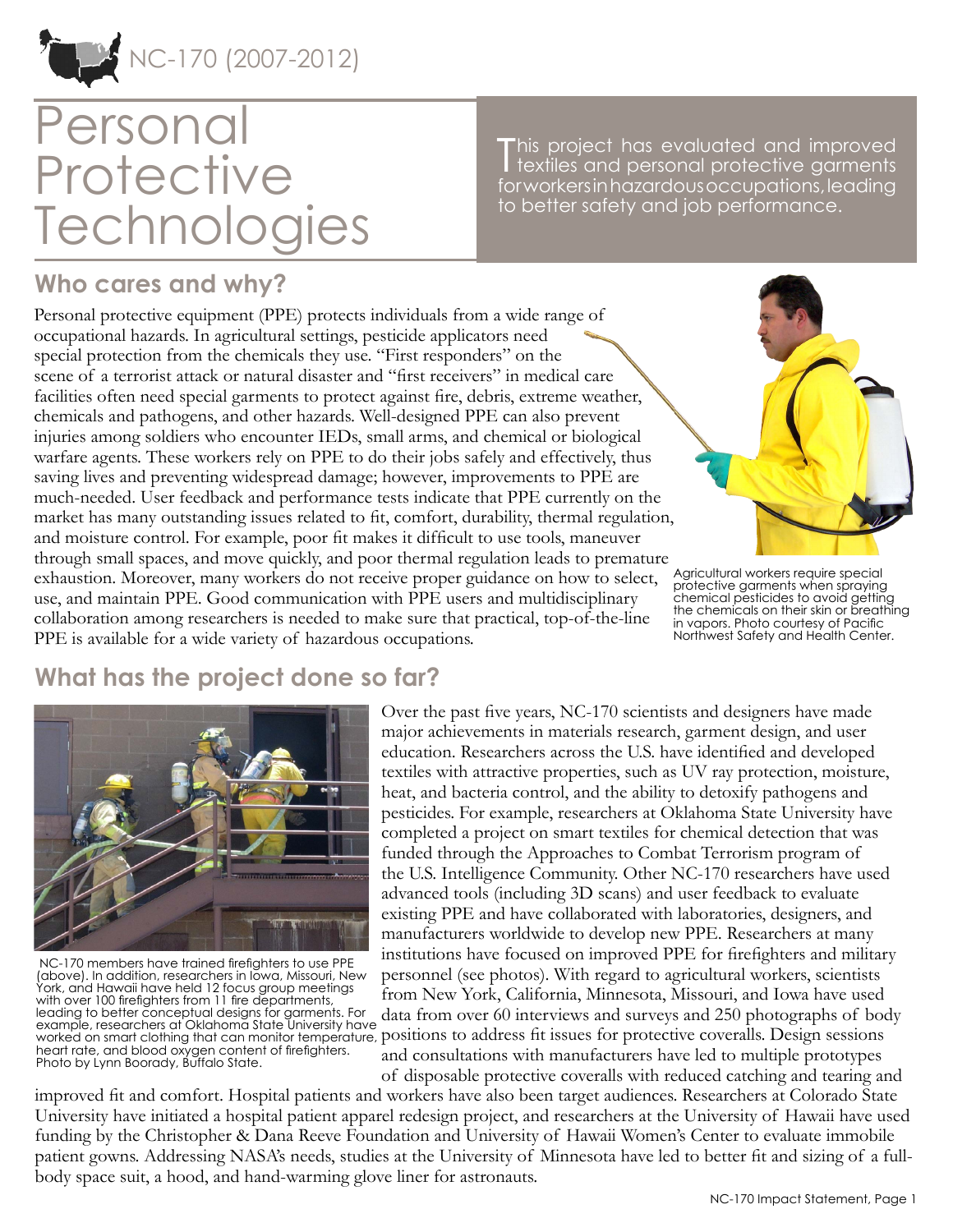NC-170 (2007-2012)

# Personal Protective Technologies

This project has evaluated and improved textiles and personal protective garments for workers in hazardous occupations, leading to better safety and job performance.

## Who cares and why?

Personal protective equipment (PPE) protects individuals from a wide range of occupational hazards. In agricultural settings, pesticide applicators need special protection from the chemicals they use. "First responders" on the scene of a terrorist attack or natural disaster and "first receivers" in medical care facilities often need special garments to protect against fire, debris, extreme weather, chemicals and pathogens, and other hazards. Well-designed PPE can also prevent injuries among soldiers who encounter IEDs, small arms, and chemical or biological warfare agents. These workers rely on PPE to do their jobs safely and effectively, thus saving lives and preventing widespread damage; however, improvements to PPE are much-needed. User feedback and performance tests indicate that PPE currently on the market has many outstanding issues related to fit, comfort, durability, thermal regulation, and moisture control. For example, poor fit makes it difficult to use tools, maneuver through small spaces, and move quickly, and poor thermal regulation leads to premature exhaustion. Moreover, many workers do not receive proper guidance on how to select, use, and maintain PPE. Good communication with PPE users and multidisciplinary collaboration among researchers is needed to make sure that practical, top-of-the-line PPE is available for a wide variety of hazardous occupations.

Agricultural workers require special protective garments when spraying chemical pesticides to avoid getting the chemicals on their skin or breathing in vapors. Photo courtesy of Pacific Northwest Safety and Health Center.

## What has the project done so far?

NC-170 members have trained firefighters to use PPE (above). In addition, researchers in Iowa, Missouri, New York, and Hawaii have held 12 focus group meetings with over 100 firefighters from 11 fire departments, leading to better conceptual designs for garments. For example, researchers at Oklahoma State University have worked on smart clothing that can monitor temperature, heart rate, and blood oxygen content of firefighters. Photo by Lynn Boorady, Buffalo State.

Over the past five years, NC-170 scientists and designers have made major achievements in materials research, garment design, and user education. Researchers across the U.S. have identified and developed textiles with attractive properties, such as UV ray protection, moisture, heat, and bacteria control, and the ability to detoxify pathogens and pesticides. For example, researchers at Oklahoma State University have completed a project on smart textiles for chemical detection that was funded through the Approaches to Combat Terrorism program of the U.S. Intelligence Community. Other NC-170 researchers have used advanced tools (including 3D scans) and user feedback to evaluate existing PPE and have collaborated with laboratories, designers, and manufacturers worldwide to develop new PPE. Researchers at many institutions have focused on improved PPE for firefighters and military personnel (see photos). With regard to agricultural workers, scientists from New York, California, Minnesota, Missouri, and Iowa have used data from over 60 interviews and surveys and 250 photographs of body positions to address fit issues for protective coveralls. Design sessions and consultations with manufacturers have led to multiple prototypes of disposable protective coveralls with reduced catching and tearing and improved fit and comfort. Hospital patients and workers have also been target audiences. Researchers at Colorado State University have initiated a hospital patient apparel redesign project, and researchers at the University of Hawaii have used funding by the Christopher & Dana Reeve Foundation and University of Hawaii Women's Center to evaluate immobile patient gowns. Addressing NASA's needs, studies at the University of Minnesota have led to better fit and sizing of a full-body space suit, a hood, and hand-warming glove liner for astronauts.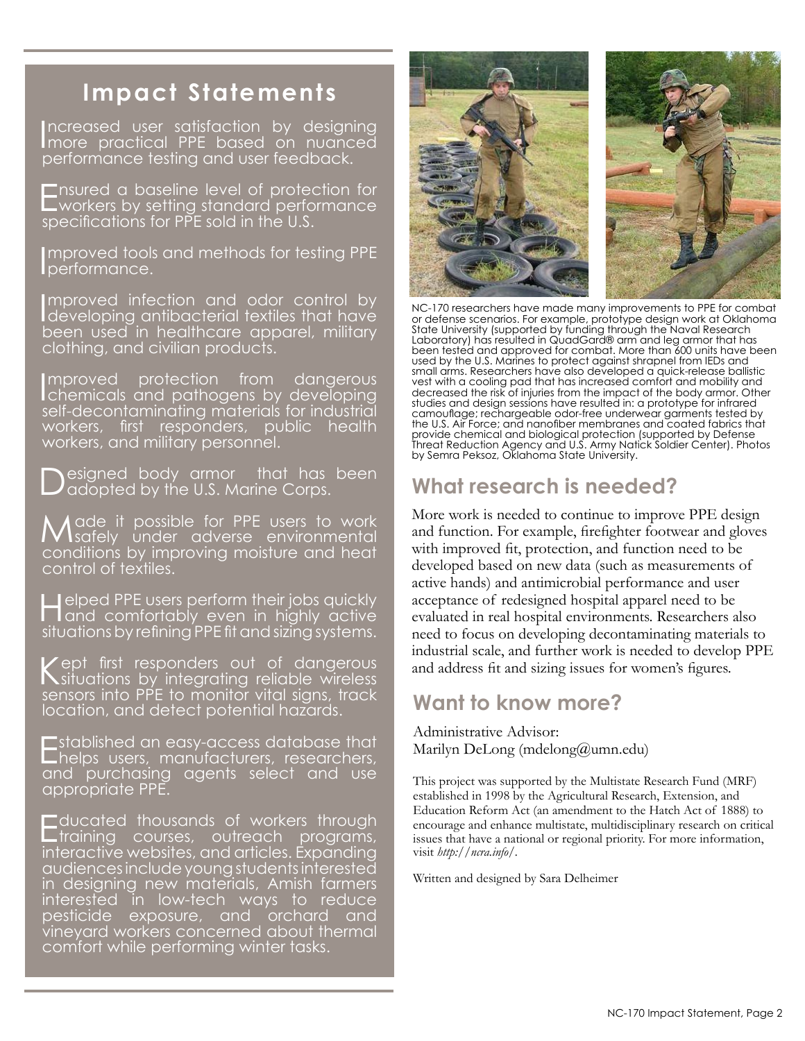## Impact Statements

Increased user satisfaction by designing more practical PPE based on nuanced performance testing and user feedback.

Ensured a baseline level of protection for workers by setting standard performance specifications for PPE sold in the U.S.

Improved tools and methods for testing PPE performance.

Improved infection and odor control by developing antibacterial textiles that have been used in healthcare apparel, military clothing, and civilian products.

Improved protection from dangerous chemicals and pathogens by developing self-decontaminating materials for industrial workers, first responders, public health workers, and military personnel.

Designed body armor that has been adopted by the U.S. Marine Corps.

Made it possible for PPE users to work safely under adverse environmental conditions by improving moisture and heat control of textiles.

Helped PPE users perform their jobs quickly and comfortably even in highly active situations by refining PPE fit and sizing systems.

Kept first responders out of dangerous situations by integrating reliable wireless sensors into PPE to monitor vital signs, track location, and detect potential hazards.

Established an easy-access database that helps users, manufacturers, researchers, and purchasing agents select and use appropriate PPE.

Educated thousands of workers through training courses, outreach programs, interactive websites, and articles. Expanding audiences include young students interested in designing new materials, Amish farmers interested in low-tech ways to reduce pesticide exposure, and orchard and vineyard workers concerned about thermal comfort while performing winter tasks.

NC-170 researchers have made many improvements to PPE for combat or defense scenarios. For example, prototype design work at Oklahoma State University (supported by funding through the Naval Research Laboratory) has resulted in QuadGard® arm and leg armor that has been tested and approved for combat. More than 600 units have been used by the U.S. Marines to protect against shrapnel from IEDs and small arms. Researchers have also developed a quick-release ballistic vest with a cooling pad that has increased comfort and mobility and decreased the risk of injuries from the impact of the body armor. Other studies and design sessions have resulted in: a prototype for infrared camouflage; rechargeable odor-free underwear garments tested by the U.S. Air Force; and nanofiber membranes and coated fabrics that provide chemical and biological protection (supported by Defense Threat Reduction Agency and U.S. Army Natick Soldier Center). Photos by Semra Peksoz, Oklahoma State University.

## What research is needed?

More work is needed to continue to improve PPE design and function. For example, firefighter footwear and gloves with improved fit, protection, and function need to be developed based on new data (such as measurements of active hands) and antimicrobial performance and user acceptance of redesigned hospital apparel need to be evaluated in real hospital environments. Researchers also need to focus on developing decontaminating materials to industrial scale, and further work is needed to develop PPE and address fit and sizing issues for women's figures.

## Want to know more?

Administrative Advisor:
Marilyn DeLong (mdelong@umn.edu)

This project was supported by the Multistate Research Fund (MRF) established in 1998 by the Agricultural Research, Extension, and Education Reform Act (an amendment to the Hatch Act of 1888) to encourage and enhance multistate, multidisciplinary research on critical issues that have a national or regional priority. For more information, visit *http://ncra.info/*.

Written and designed by Sara Delheimer